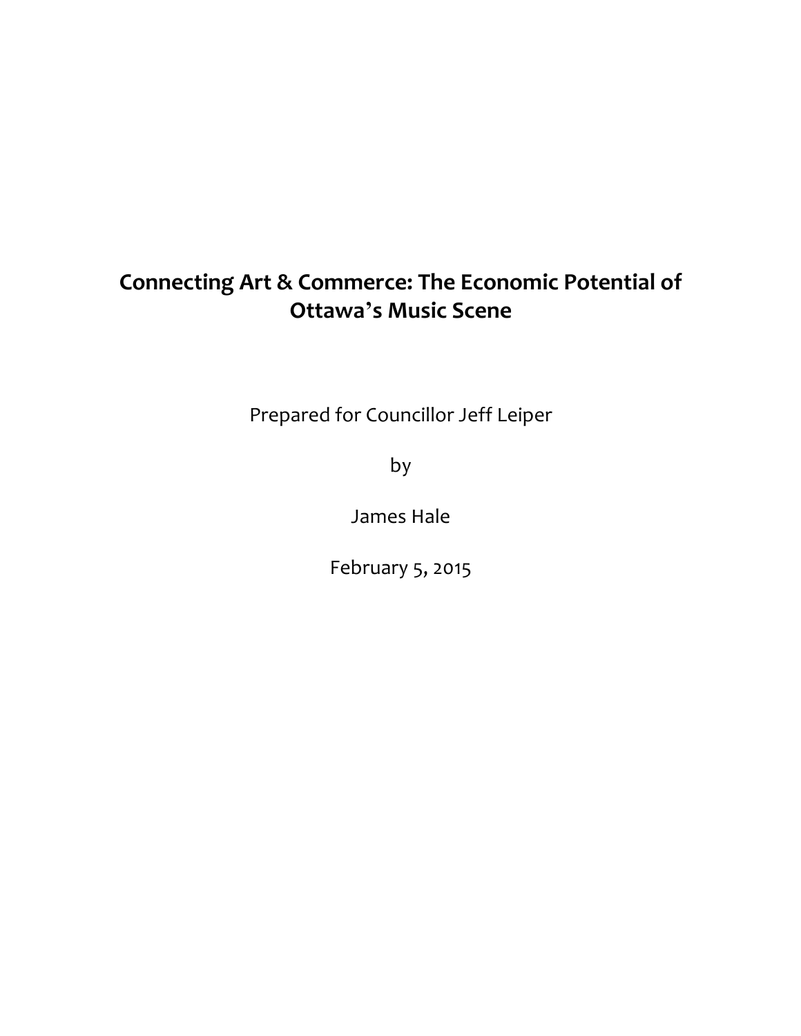# Connecting Art & Commerce: The Economic Potential of Ottawa's Music Scene

Prepared for Councillor Jeff Leiper

by

James Hale

February 5, 2015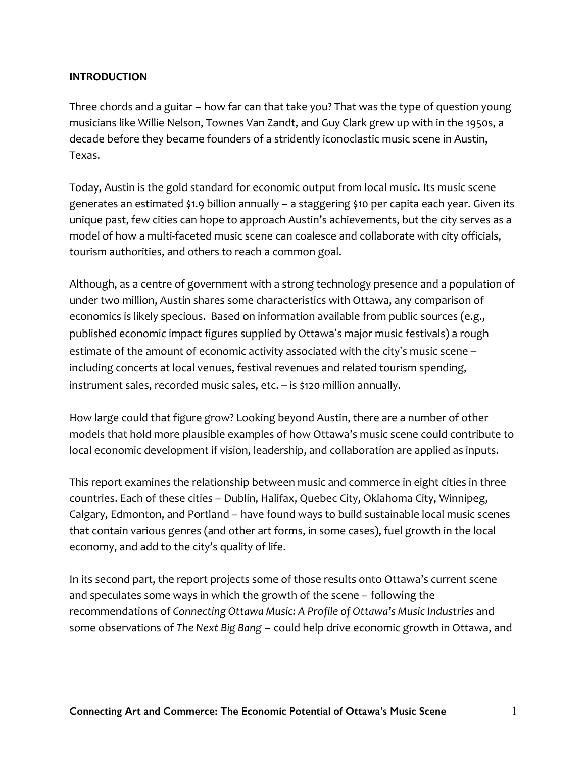## INTRODUCTION

Three chords and a guitar – how far can that take you? That was the type of question young musicians like Willie Nelson, Townes Van Zandt, and Guy Clark grew up with in the 1950s, a decade before they became founders of a stridently iconoclastic music scene in Austin, Texas.

Today, Austin is the gold standard for economic output from local music. Its music scene generates an estimated $1.9 billion annually – a staggering $10 per capita each year. Given its unique past, few cities can hope to approach Austin's achievements, but the city serves as a model of how a multi-faceted music scene can coalesce and collaborate with city officials, tourism authorities, and others to reach a common goal.

Although, as a centre of government with a strong technology presence and a population of under two million, Austin shares some characteristics with Ottawa, any comparison of economics is likely specious. Based on information available from public sources (e.g., published economic impact figures supplied by Ottawa's major music festivals) a rough estimate of the amount of economic activity associated with the city's music scene – including concerts at local venues, festival revenues and related tourism spending, instrument sales, recorded music sales, etc. – is $120 million annually.

How large could that figure grow? Looking beyond Austin, there are a number of other models that hold more plausible examples of how Ottawa's music scene could contribute to local economic development if vision, leadership, and collaboration are applied as inputs.

This report examines the relationship between music and commerce in eight cities in three countries. Each of these cities – Dublin, Halifax, Quebec City, Oklahoma City, Winnipeg, Calgary, Edmonton, and Portland – have found ways to build sustainable local music scenes that contain various genres (and other art forms, in some cases), fuel growth in the local economy, and add to the city's quality of life.

In its second part, the report projects some of those results onto Ottawa's current scene and speculates some ways in which the growth of the scene – following the recommendations of *Connecting Ottawa Music: A Profile of Ottawa's Music Industries* and some observations of *The Next Big Bang* – could help drive economic growth in Ottawa, and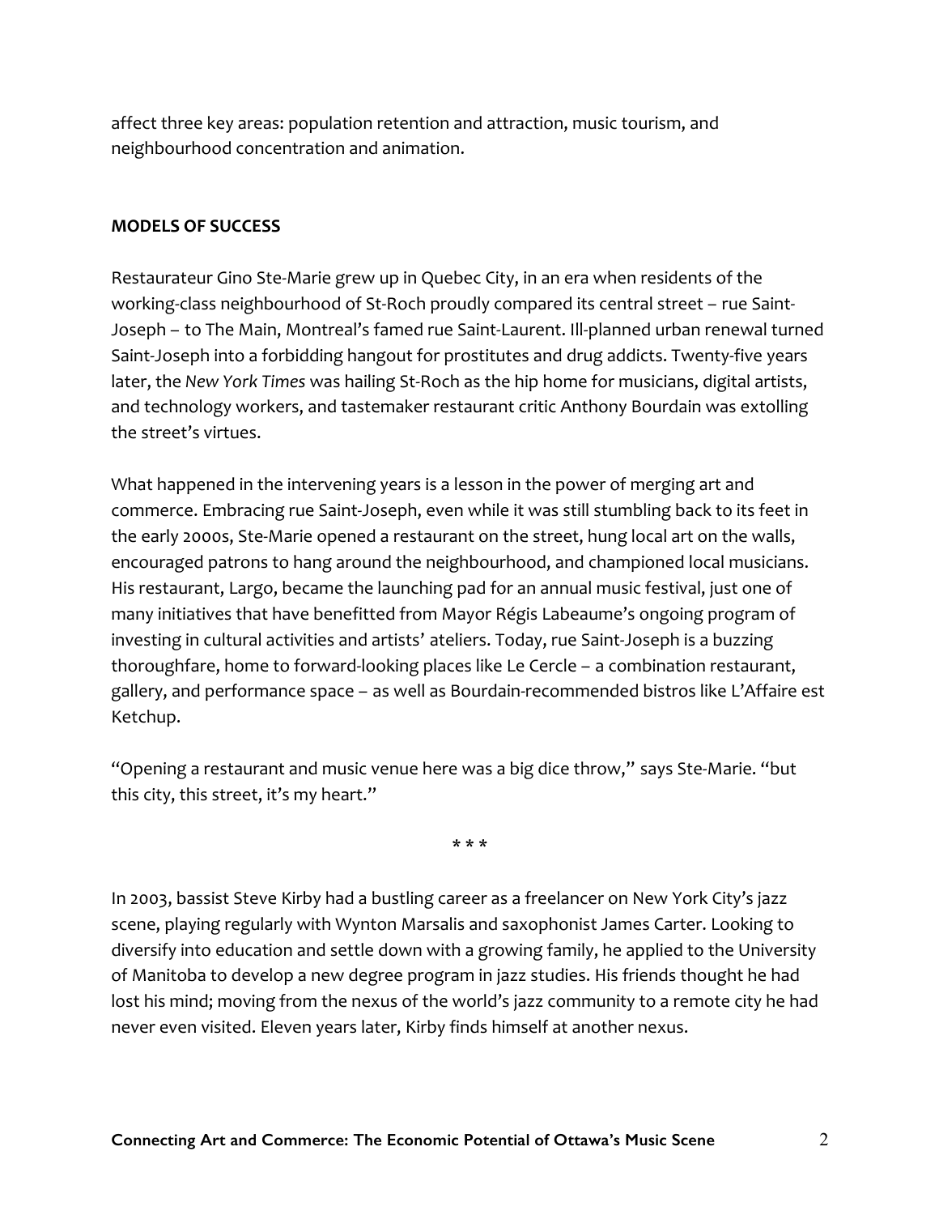affect three key areas: population retention and attraction, music tourism, and neighbourhood concentration and animation.

## MODELS OF SUCCESS

Restaurateur Gino Ste-Marie grew up in Quebec City, in an era when residents of the working-class neighbourhood of St-Roch proudly compared its central street – rue Saint-Joseph – to The Main, Montreal's famed rue Saint-Laurent. Ill-planned urban renewal turned Saint-Joseph into a forbidding hangout for prostitutes and drug addicts. Twenty-five years later, the *New York Times* was hailing St-Roch as the hip home for musicians, digital artists, and technology workers, and tastemaker restaurant critic Anthony Bourdain was extolling the street's virtues.

What happened in the intervening years is a lesson in the power of merging art and commerce. Embracing rue Saint-Joseph, even while it was still stumbling back to its feet in the early 2000s, Ste-Marie opened a restaurant on the street, hung local art on the walls, encouraged patrons to hang around the neighbourhood, and championed local musicians. His restaurant, Largo, became the launching pad for an annual music festival, just one of many initiatives that have benefitted from Mayor Régis Labeaume's ongoing program of investing in cultural activities and artists' ateliers. Today, rue Saint-Joseph is a buzzing thoroughfare, home to forward-looking places like Le Cercle – a combination restaurant, gallery, and performance space – as well as Bourdain-recommended bistros like L'Affaire est Ketchup.

"Opening a restaurant and music venue here was a big dice throw," says Ste-Marie. "but this city, this street, it's my heart."

\* \* \*

In 2003, bassist Steve Kirby had a bustling career as a freelancer on New York City's jazz scene, playing regularly with Wynton Marsalis and saxophonist James Carter. Looking to diversify into education and settle down with a growing family, he applied to the University of Manitoba to develop a new degree program in jazz studies. His friends thought he had lost his mind; moving from the nexus of the world's jazz community to a remote city he had never even visited. Eleven years later, Kirby finds himself at another nexus.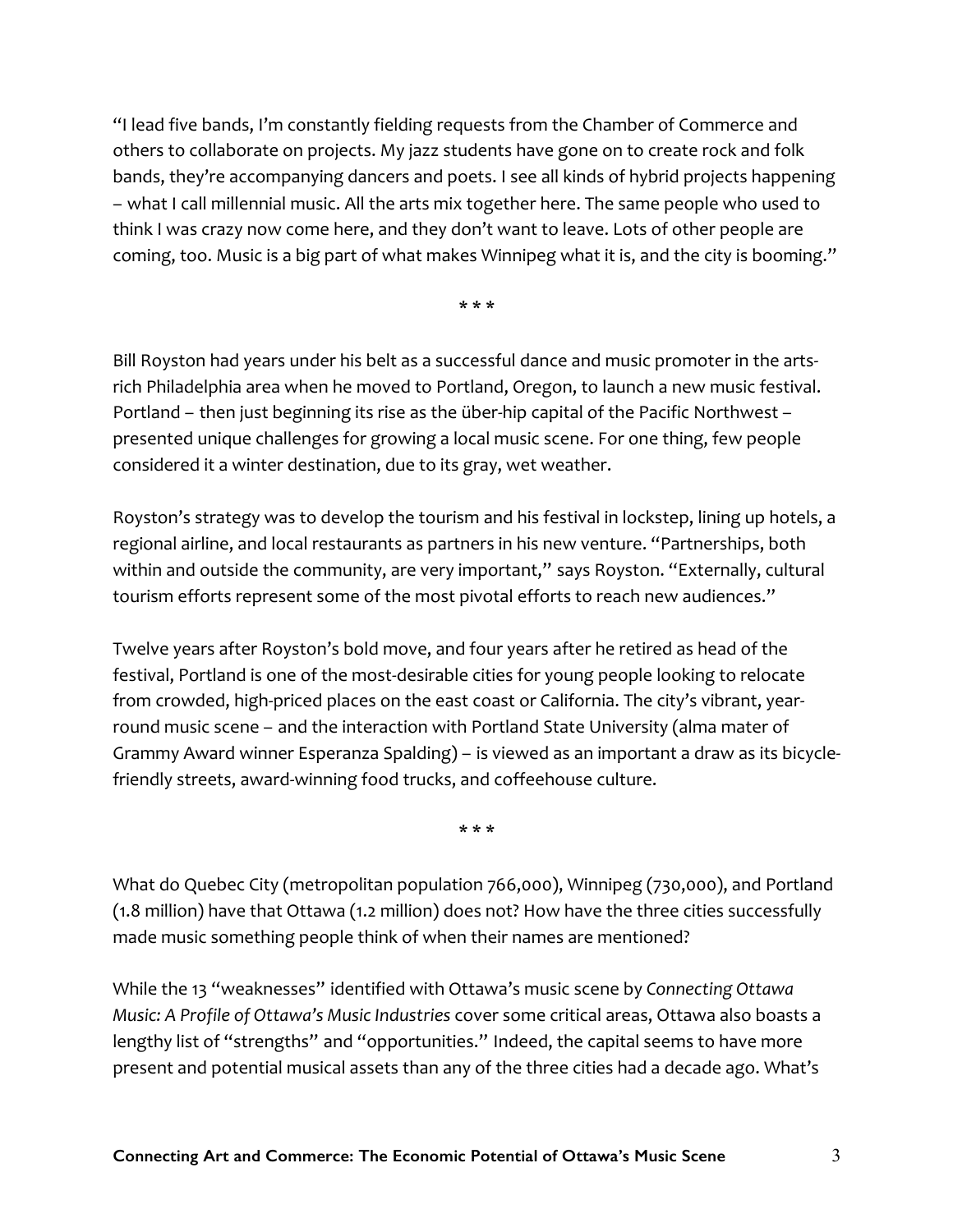"I lead five bands, I'm constantly fielding requests from the Chamber of Commerce and others to collaborate on projects. My jazz students have gone on to create rock and folk bands, they're accompanying dancers and poets. I see all kinds of hybrid projects happening – what I call millennial music. All the arts mix together here. The same people who used to think I was crazy now come here, and they don't want to leave. Lots of other people are coming, too. Music is a big part of what makes Winnipeg what it is, and the city is booming."

\* \* \*

Bill Royston had years under his belt as a successful dance and music promoter in the arts-rich Philadelphia area when he moved to Portland, Oregon, to launch a new music festival. Portland – then just beginning its rise as the über-hip capital of the Pacific Northwest – presented unique challenges for growing a local music scene. For one thing, few people considered it a winter destination, due to its gray, wet weather.

Royston's strategy was to develop the tourism and his festival in lockstep, lining up hotels, a regional airline, and local restaurants as partners in his new venture. "Partnerships, both within and outside the community, are very important," says Royston. "Externally, cultural tourism efforts represent some of the most pivotal efforts to reach new audiences."

Twelve years after Royston's bold move, and four years after he retired as head of the festival, Portland is one of the most-desirable cities for young people looking to relocate from crowded, high-priced places on the east coast or California. The city's vibrant, year-round music scene – and the interaction with Portland State University (alma mater of Grammy Award winner Esperanza Spalding) – is viewed as an important a draw as its bicycle-friendly streets, award-winning food trucks, and coffeehouse culture.

\* \* \*

What do Quebec City (metropolitan population 766,000), Winnipeg (730,000), and Portland (1.8 million) have that Ottawa (1.2 million) does not? How have the three cities successfully made music something people think of when their names are mentioned?

While the 13 "weaknesses" identified with Ottawa's music scene by *Connecting Ottawa Music: A Profile of Ottawa's Music Industries* cover some critical areas, Ottawa also boasts a lengthy list of "strengths" and "opportunities." Indeed, the capital seems to have more present and potential musical assets than any of the three cities had a decade ago. What's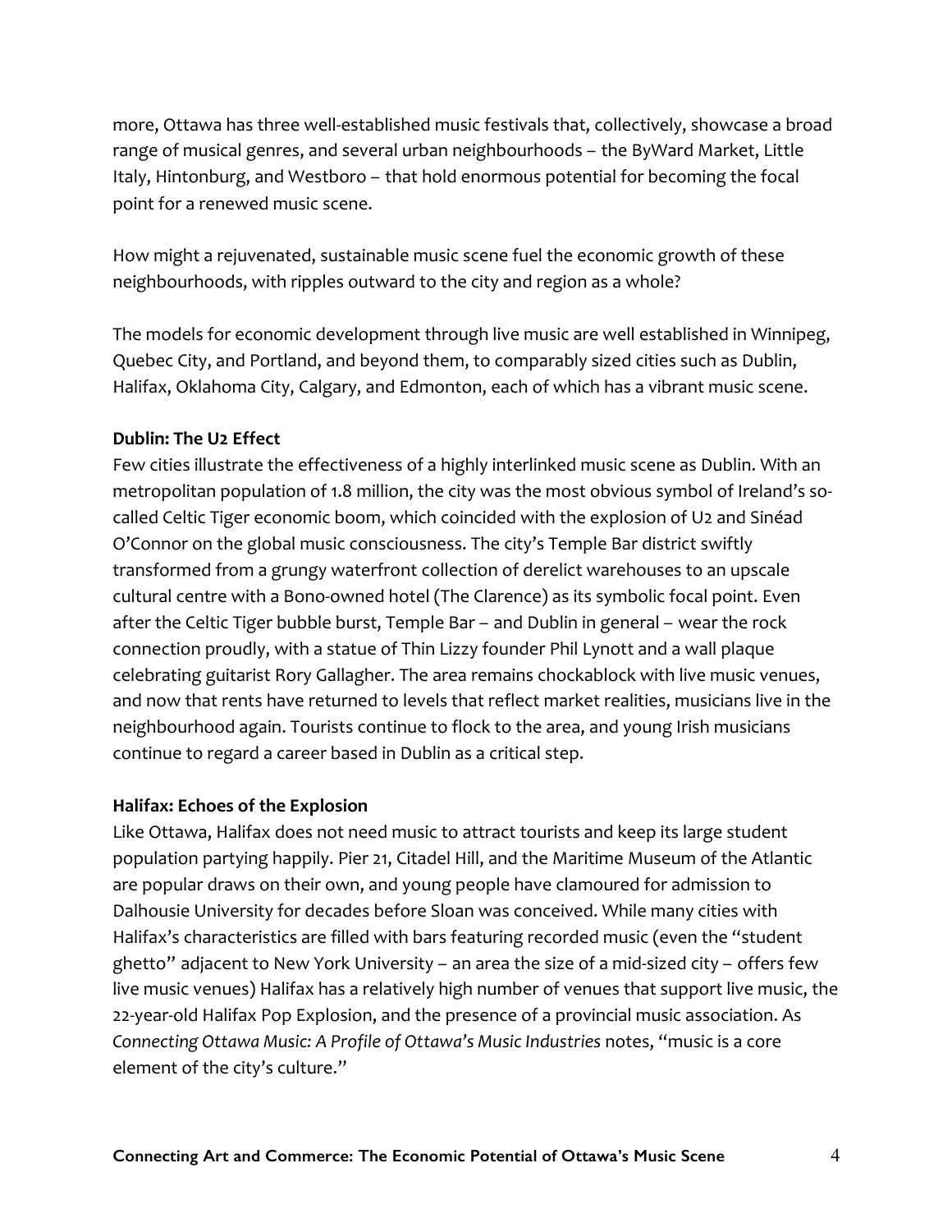more, Ottawa has three well-established music festivals that, collectively, showcase a broad range of musical genres, and several urban neighbourhoods – the ByWard Market, Little Italy, Hintonburg, and Westboro – that hold enormous potential for becoming the focal point for a renewed music scene.

How might a rejuvenated, sustainable music scene fuel the economic growth of these neighbourhoods, with ripples outward to the city and region as a whole?

The models for economic development through live music are well established in Winnipeg, Quebec City, and Portland, and beyond them, to comparably sized cities such as Dublin, Halifax, Oklahoma City, Calgary, and Edmonton, each of which has a vibrant music scene.

**Dublin: The U2 Effect**

Few cities illustrate the effectiveness of a highly interlinked music scene as Dublin. With an metropolitan population of 1.8 million, the city was the most obvious symbol of Ireland's so-called Celtic Tiger economic boom, which coincided with the explosion of U2 and Sinéad O'Connor on the global music consciousness. The city's Temple Bar district swiftly transformed from a grungy waterfront collection of derelict warehouses to an upscale cultural centre with a Bono-owned hotel (The Clarence) as its symbolic focal point. Even after the Celtic Tiger bubble burst, Temple Bar – and Dublin in general – wear the rock connection proudly, with a statue of Thin Lizzy founder Phil Lynott and a wall plaque celebrating guitarist Rory Gallagher. The area remains chockablock with live music venues, and now that rents have returned to levels that reflect market realities, musicians live in the neighbourhood again. Tourists continue to flock to the area, and young Irish musicians continue to regard a career based in Dublin as a critical step.

**Halifax: Echoes of the Explosion**

Like Ottawa, Halifax does not need music to attract tourists and keep its large student population partying happily. Pier 21, Citadel Hill, and the Maritime Museum of the Atlantic are popular draws on their own, and young people have clamoured for admission to Dalhousie University for decades before Sloan was conceived. While many cities with Halifax's characteristics are filled with bars featuring recorded music (even the "student ghetto" adjacent to New York University – an area the size of a mid-sized city – offers few live music venues) Halifax has a relatively high number of venues that support live music, the 22-year-old Halifax Pop Explosion, and the presence of a provincial music association. As *Connecting Ottawa Music: A Profile of Ottawa's Music Industries* notes, "music is a core element of the city's culture."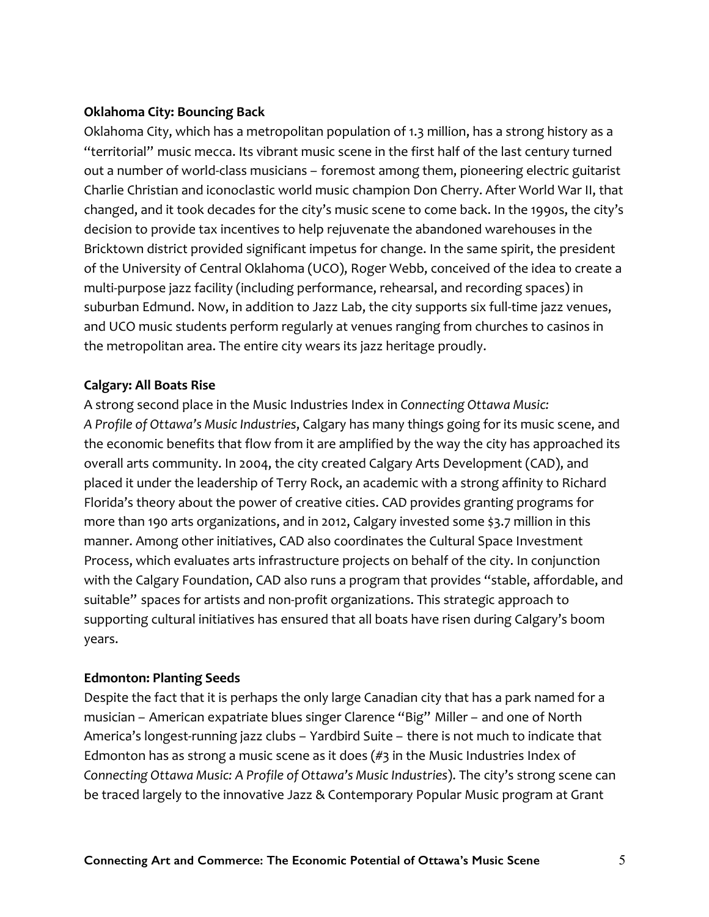**Oklahoma City: Bouncing Back**

Oklahoma City, which has a metropolitan population of 1.3 million, has a strong history as a "territorial" music mecca. Its vibrant music scene in the first half of the last century turned out a number of world-class musicians – foremost among them, pioneering electric guitarist Charlie Christian and iconoclastic world music champion Don Cherry. After World War II, that changed, and it took decades for the city's music scene to come back. In the 1990s, the city's decision to provide tax incentives to help rejuvenate the abandoned warehouses in the Bricktown district provided significant impetus for change. In the same spirit, the president of the University of Central Oklahoma (UCO), Roger Webb, conceived of the idea to create a multi-purpose jazz facility (including performance, rehearsal, and recording spaces) in suburban Edmund. Now, in addition to Jazz Lab, the city supports six full-time jazz venues, and UCO music students perform regularly at venues ranging from churches to casinos in the metropolitan area. The entire city wears its jazz heritage proudly.

**Calgary: All Boats Rise**

A strong second place in the Music Industries Index in *Connecting Ottawa Music: A Profile of Ottawa's Music Industries*, Calgary has many things going for its music scene, and the economic benefits that flow from it are amplified by the way the city has approached its overall arts community. In 2004, the city created Calgary Arts Development (CAD), and placed it under the leadership of Terry Rock, an academic with a strong affinity to Richard Florida's theory about the power of creative cities. CAD provides granting programs for more than 190 arts organizations, and in 2012, Calgary invested some $3.7 million in this manner. Among other initiatives, CAD also coordinates the Cultural Space Investment Process, which evaluates arts infrastructure projects on behalf of the city. In conjunction with the Calgary Foundation, CAD also runs a program that provides "stable, affordable, and suitable" spaces for artists and non-profit organizations. This strategic approach to supporting cultural initiatives has ensured that all boats have risen during Calgary's boom years.

**Edmonton: Planting Seeds**

Despite the fact that it is perhaps the only large Canadian city that has a park named for a musician – American expatriate blues singer Clarence "Big" Miller – and one of North America's longest-running jazz clubs – Yardbird Suite – there is not much to indicate that Edmonton has as strong a music scene as it does (#3 in the Music Industries Index of *Connecting Ottawa Music: A Profile of Ottawa's Music Industries*). The city's strong scene can be traced largely to the innovative Jazz & Contemporary Popular Music program at Grant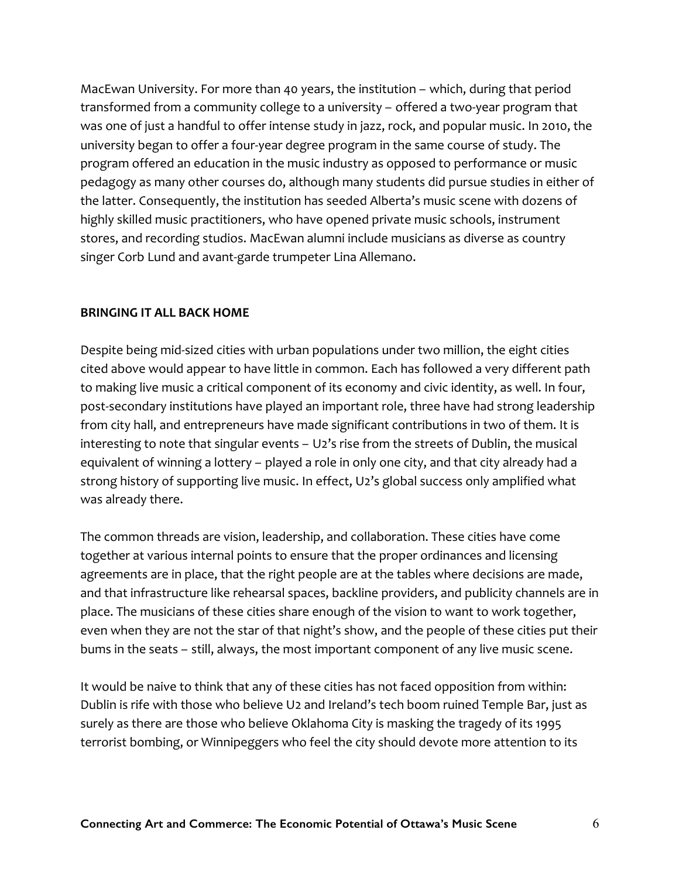MacEwan University. For more than 40 years, the institution – which, during that period transformed from a community college to a university – offered a two-year program that was one of just a handful to offer intense study in jazz, rock, and popular music. In 2010, the university began to offer a four-year degree program in the same course of study. The program offered an education in the music industry as opposed to performance or music pedagogy as many other courses do, although many students did pursue studies in either of the latter. Consequently, the institution has seeded Alberta's music scene with dozens of highly skilled music practitioners, who have opened private music schools, instrument stores, and recording studios. MacEwan alumni include musicians as diverse as country singer Corb Lund and avant-garde trumpeter Lina Allemano.

## BRINGING IT ALL BACK HOME

Despite being mid-sized cities with urban populations under two million, the eight cities cited above would appear to have little in common. Each has followed a very different path to making live music a critical component of its economy and civic identity, as well. In four, post-secondary institutions have played an important role, three have had strong leadership from city hall, and entrepreneurs have made significant contributions in two of them. It is interesting to note that singular events – U2's rise from the streets of Dublin, the musical equivalent of winning a lottery – played a role in only one city, and that city already had a strong history of supporting live music. In effect, U2's global success only amplified what was already there.

The common threads are vision, leadership, and collaboration. These cities have come together at various internal points to ensure that the proper ordinances and licensing agreements are in place, that the right people are at the tables where decisions are made, and that infrastructure like rehearsal spaces, backline providers, and publicity channels are in place. The musicians of these cities share enough of the vision to want to work together, even when they are not the star of that night's show, and the people of these cities put their bums in the seats – still, always, the most important component of any live music scene.

It would be naive to think that any of these cities has not faced opposition from within: Dublin is rife with those who believe U2 and Ireland's tech boom ruined Temple Bar, just as surely as there are those who believe Oklahoma City is masking the tragedy of its 1995 terrorist bombing, or Winnipeggers who feel the city should devote more attention to its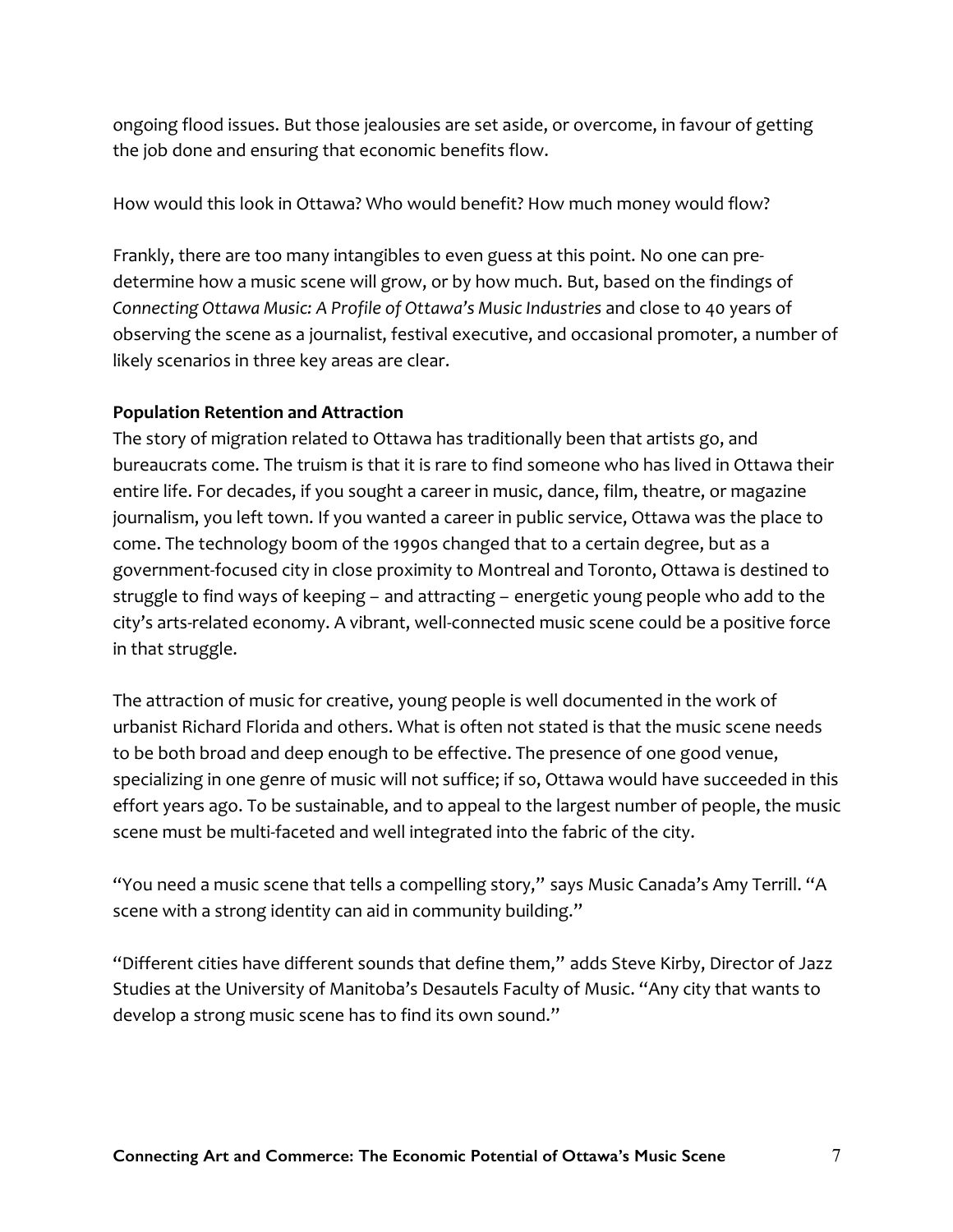ongoing flood issues. But those jealousies are set aside, or overcome, in favour of getting the job done and ensuring that economic benefits flow.

How would this look in Ottawa? Who would benefit? How much money would flow?

Frankly, there are too many intangibles to even guess at this point. No one can pre-determine how a music scene will grow, or by how much. But, based on the findings of *Connecting Ottawa Music: A Profile of Ottawa's Music Industries* and close to 40 years of observing the scene as a journalist, festival executive, and occasional promoter, a number of likely scenarios in three key areas are clear.

**Population Retention and Attraction**

The story of migration related to Ottawa has traditionally been that artists go, and bureaucrats come. The truism is that it is rare to find someone who has lived in Ottawa their entire life. For decades, if you sought a career in music, dance, film, theatre, or magazine journalism, you left town. If you wanted a career in public service, Ottawa was the place to come. The technology boom of the 1990s changed that to a certain degree, but as a government-focused city in close proximity to Montreal and Toronto, Ottawa is destined to struggle to find ways of keeping – and attracting – energetic young people who add to the city's arts-related economy. A vibrant, well-connected music scene could be a positive force in that struggle.

The attraction of music for creative, young people is well documented in the work of urbanist Richard Florida and others. What is often not stated is that the music scene needs to be both broad and deep enough to be effective. The presence of one good venue, specializing in one genre of music will not suffice; if so, Ottawa would have succeeded in this effort years ago. To be sustainable, and to appeal to the largest number of people, the music scene must be multi-faceted and well integrated into the fabric of the city.

"You need a music scene that tells a compelling story," says Music Canada's Amy Terrill. "A scene with a strong identity can aid in community building."

"Different cities have different sounds that define them," adds Steve Kirby, Director of Jazz Studies at the University of Manitoba's Desautels Faculty of Music. "Any city that wants to develop a strong music scene has to find its own sound."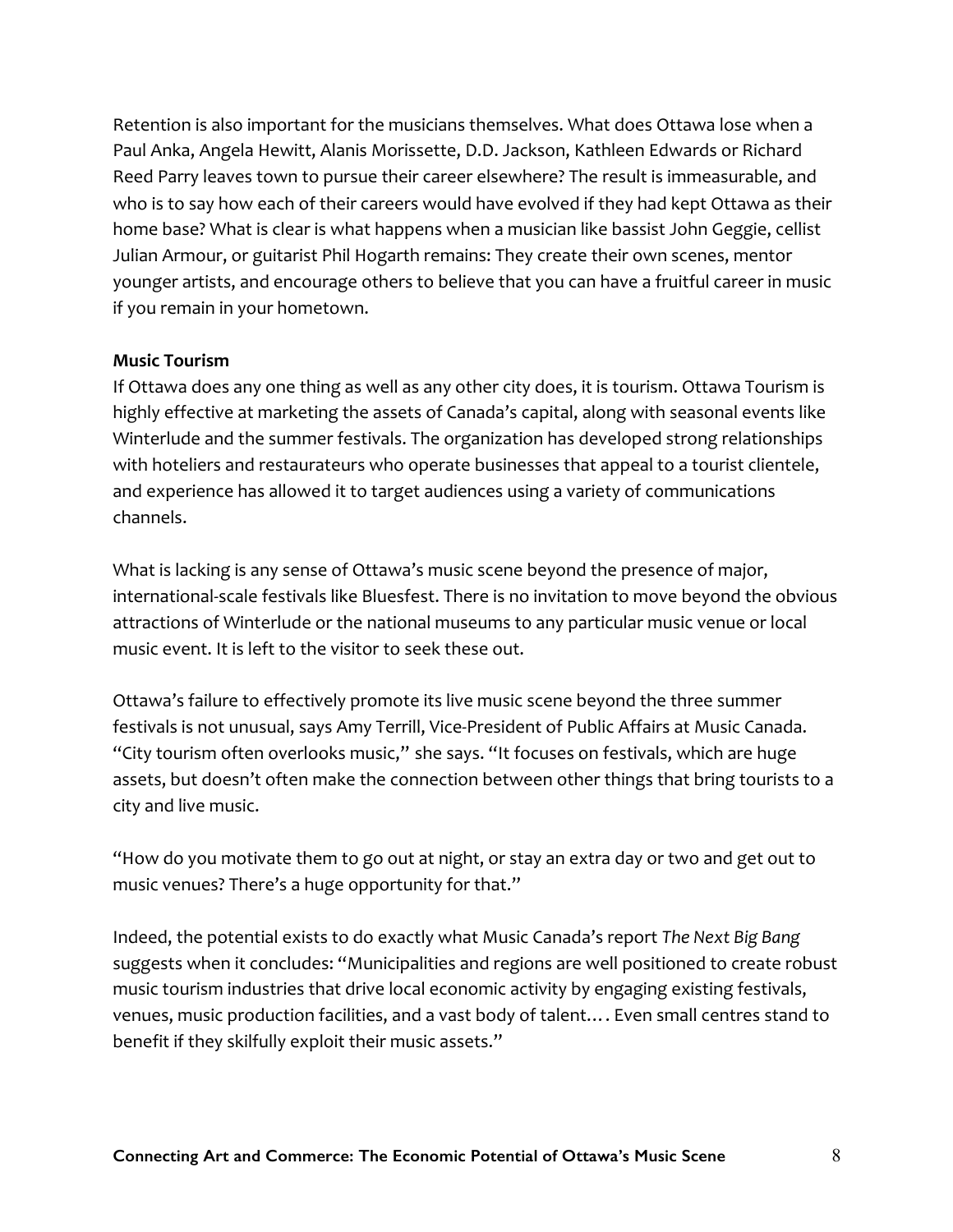Retention is also important for the musicians themselves. What does Ottawa lose when a Paul Anka, Angela Hewitt, Alanis Morissette, D.D. Jackson, Kathleen Edwards or Richard Reed Parry leaves town to pursue their career elsewhere? The result is immeasurable, and who is to say how each of their careers would have evolved if they had kept Ottawa as their home base? What is clear is what happens when a musician like bassist John Geggie, cellist Julian Armour, or guitarist Phil Hogarth remains: They create their own scenes, mentor younger artists, and encourage others to believe that you can have a fruitful career in music if you remain in your hometown.

**Music Tourism**

If Ottawa does any one thing as well as any other city does, it is tourism. Ottawa Tourism is highly effective at marketing the assets of Canada's capital, along with seasonal events like Winterlude and the summer festivals. The organization has developed strong relationships with hoteliers and restaurateurs who operate businesses that appeal to a tourist clientele, and experience has allowed it to target audiences using a variety of communications channels.

What is lacking is any sense of Ottawa's music scene beyond the presence of major, international-scale festivals like Bluesfest. There is no invitation to move beyond the obvious attractions of Winterlude or the national museums to any particular music venue or local music event. It is left to the visitor to seek these out.

Ottawa's failure to effectively promote its live music scene beyond the three summer festivals is not unusual, says Amy Terrill, Vice-President of Public Affairs at Music Canada. "City tourism often overlooks music," she says. "It focuses on festivals, which are huge assets, but doesn't often make the connection between other things that bring tourists to a city and live music.

"How do you motivate them to go out at night, or stay an extra day or two and get out to music venues? There's a huge opportunity for that."

Indeed, the potential exists to do exactly what Music Canada's report *The Next Big Bang* suggests when it concludes: "Municipalities and regions are well positioned to create robust music tourism industries that drive local economic activity by engaging existing festivals, venues, music production facilities, and a vast body of talent.… Even small centres stand to benefit if they skilfully exploit their music assets."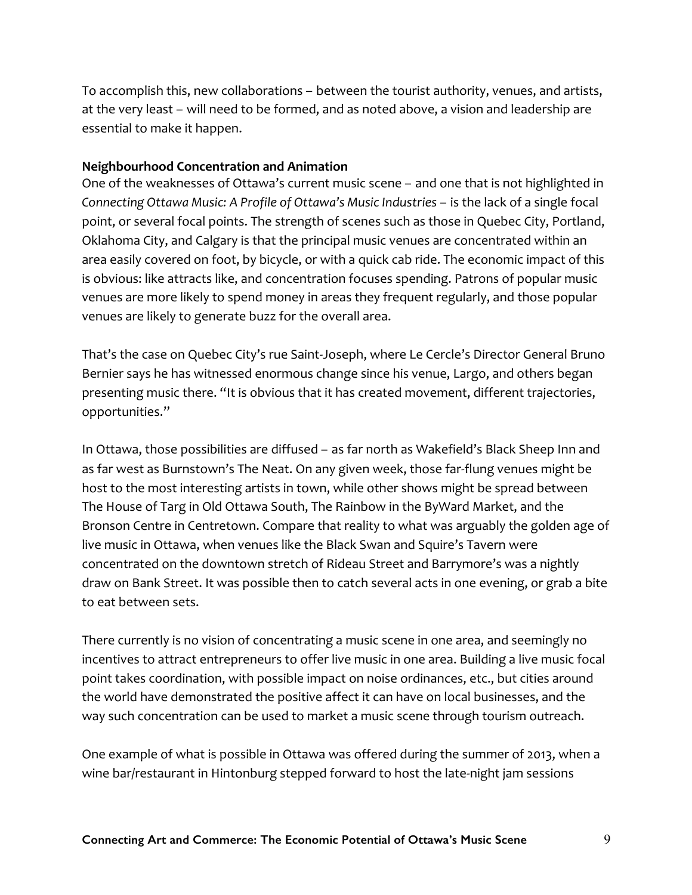To accomplish this, new collaborations – between the tourist authority, venues, and artists, at the very least – will need to be formed, and as noted above, a vision and leadership are essential to make it happen.

**Neighbourhood Concentration and Animation**

One of the weaknesses of Ottawa's current music scene – and one that is not highlighted in *Connecting Ottawa Music: A Profile of Ottawa's Music Industries* – is the lack of a single focal point, or several focal points. The strength of scenes such as those in Quebec City, Portland, Oklahoma City, and Calgary is that the principal music venues are concentrated within an area easily covered on foot, by bicycle, or with a quick cab ride. The economic impact of this is obvious: like attracts like, and concentration focuses spending. Patrons of popular music venues are more likely to spend money in areas they frequent regularly, and those popular venues are likely to generate buzz for the overall area.

That's the case on Quebec City's rue Saint-Joseph, where Le Cercle's Director General Bruno Bernier says he has witnessed enormous change since his venue, Largo, and others began presenting music there. "It is obvious that it has created movement, different trajectories, opportunities."

In Ottawa, those possibilities are diffused – as far north as Wakefield's Black Sheep Inn and as far west as Burnstown's The Neat. On any given week, those far-flung venues might be host to the most interesting artists in town, while other shows might be spread between The House of Targ in Old Ottawa South, The Rainbow in the ByWard Market, and the Bronson Centre in Centretown. Compare that reality to what was arguably the golden age of live music in Ottawa, when venues like the Black Swan and Squire's Tavern were concentrated on the downtown stretch of Rideau Street and Barrymore's was a nightly draw on Bank Street. It was possible then to catch several acts in one evening, or grab a bite to eat between sets.

There currently is no vision of concentrating a music scene in one area, and seemingly no incentives to attract entrepreneurs to offer live music in one area. Building a live music focal point takes coordination, with possible impact on noise ordinances, etc., but cities around the world have demonstrated the positive affect it can have on local businesses, and the way such concentration can be used to market a music scene through tourism outreach.

One example of what is possible in Ottawa was offered during the summer of 2013, when a wine bar/restaurant in Hintonburg stepped forward to host the late-night jam sessions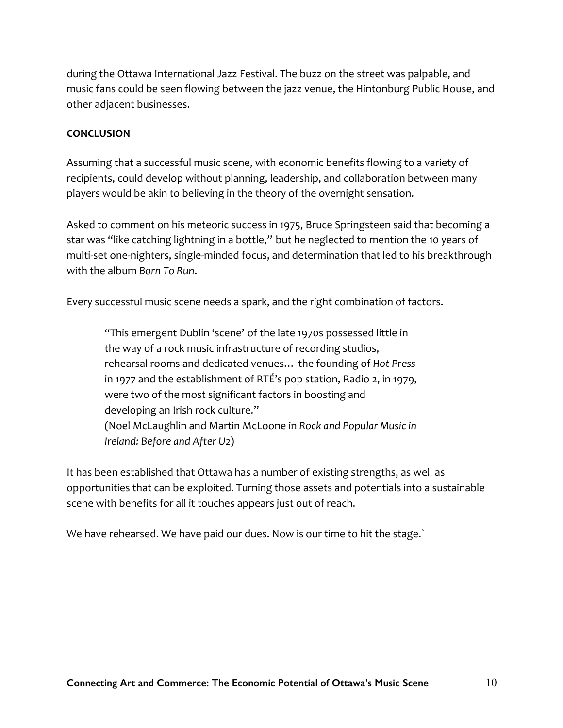during the Ottawa International Jazz Festival. The buzz on the street was palpable, and music fans could be seen flowing between the jazz venue, the Hintonburg Public House, and other adjacent businesses.

**CONCLUSION**

Assuming that a successful music scene, with economic benefits flowing to a variety of recipients, could develop without planning, leadership, and collaboration between many players would be akin to believing in the theory of the overnight sensation.

Asked to comment on his meteoric success in 1975, Bruce Springsteen said that becoming a star was "like catching lightning in a bottle," but he neglected to mention the 10 years of multi-set one-nighters, single-minded focus, and determination that led to his breakthrough with the album *Born To Run*.

Every successful music scene needs a spark, and the right combination of factors.

> "This emergent Dublin 'scene' of the late 1970s possessed little in the way of a rock music infrastructure of recording studios, rehearsal rooms and dedicated venues… the founding of *Hot Press* in 1977 and the establishment of RTÉ's pop station, Radio 2, in 1979, were two of the most significant factors in boosting and developing an Irish rock culture."
> (Noel McLaughlin and Martin McLoone in *Rock and Popular Music in Ireland: Before and After U2*)

It has been established that Ottawa has a number of existing strengths, as well as opportunities that can be exploited. Turning those assets and potentials into a sustainable scene with benefits for all it touches appears just out of reach.

We have rehearsed. We have paid our dues. Now is our time to hit the stage.`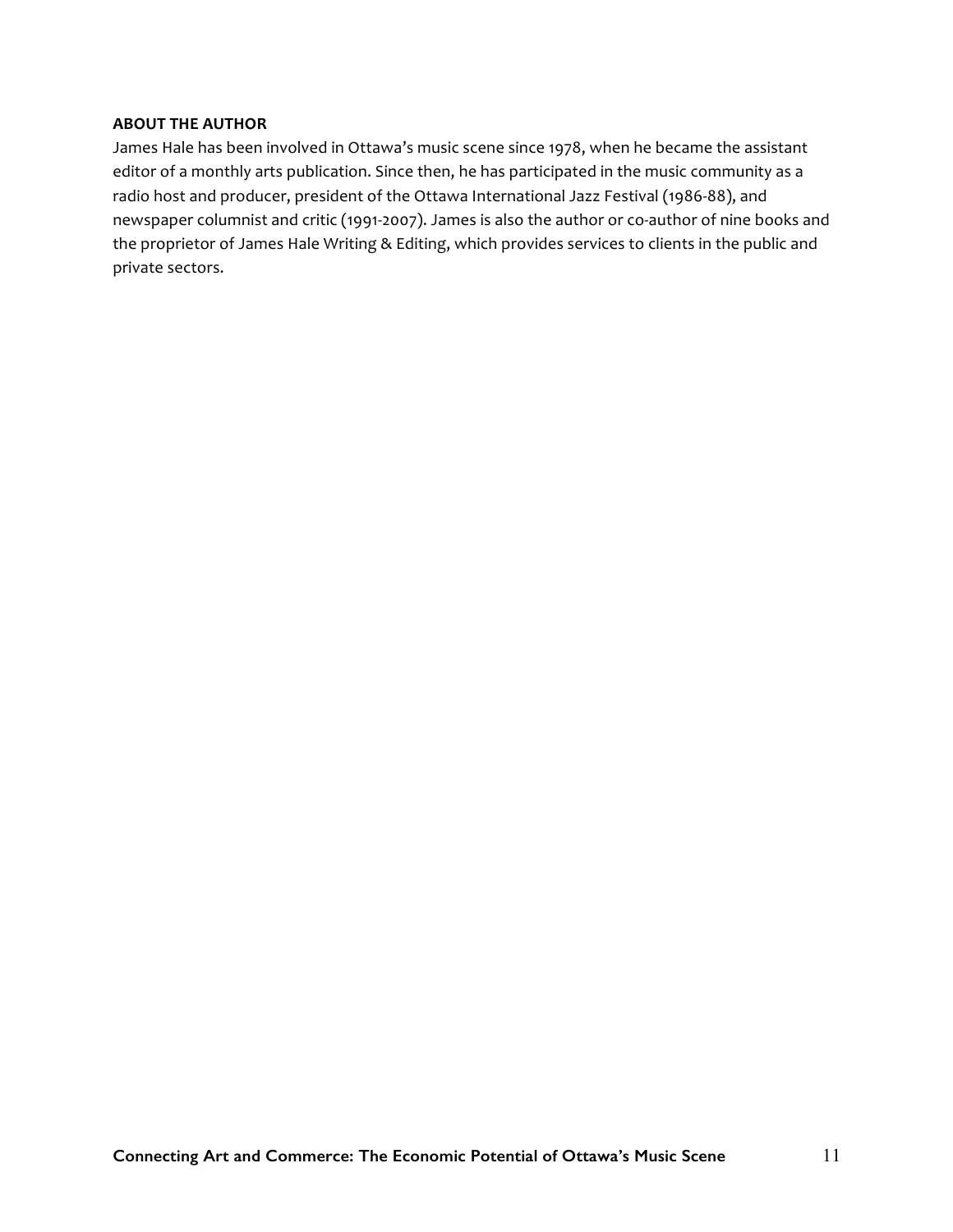**ABOUT THE AUTHOR**

James Hale has been involved in Ottawa's music scene since 1978, when he became the assistant editor of a monthly arts publication. Since then, he has participated in the music community as a radio host and producer, president of the Ottawa International Jazz Festival (1986-88), and newspaper columnist and critic (1991-2007). James is also the author or co-author of nine books and the proprietor of James Hale Writing & Editing, which provides services to clients in the public and private sectors.